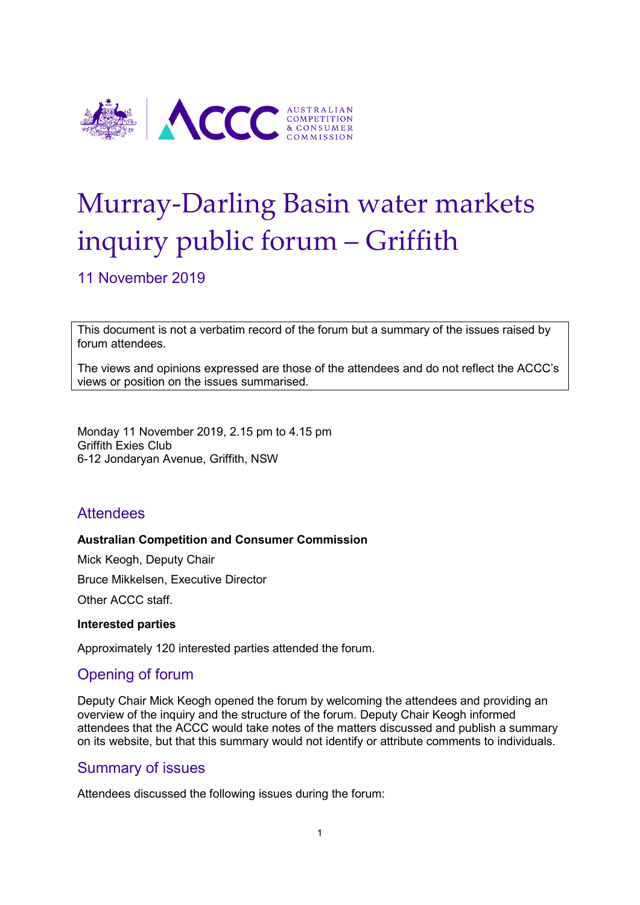# Murray-Darling Basin water markets inquiry public forum – Griffith

11 November 2019

> This document is not a verbatim record of the forum but a summary of the issues raised by forum attendees.
>
> The views and opinions expressed are those of the attendees and do not reflect the ACCC's views or position on the issues summarised.

Monday 11 November 2019, 2.15 pm to 4.15 pm
Griffith Exies Club
6-12 Jondaryan Avenue, Griffith, NSW

## Attendees

**Australian Competition and Consumer Commission**

Mick Keogh, Deputy Chair

Bruce Mikkelsen, Executive Director

Other ACCC staff.

**Interested parties**

Approximately 120 interested parties attended the forum.

## Opening of forum

Deputy Chair Mick Keogh opened the forum by welcoming the attendees and providing an overview of the inquiry and the structure of the forum. Deputy Chair Keogh informed attendees that the ACCC would take notes of the matters discussed and publish a summary on its website, but that this summary would not identify or attribute comments to individuals.

## Summary of issues

Attendees discussed the following issues during the forum: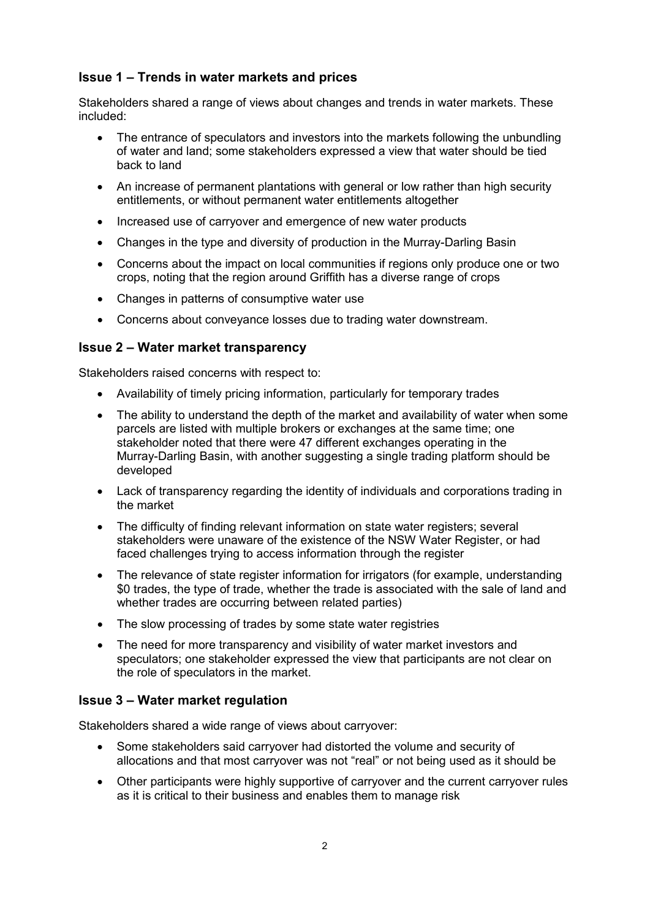### Issue 1 – Trends in water markets and prices

Stakeholders shared a range of views about changes and trends in water markets. These included:

- The entrance of speculators and investors into the markets following the unbundling of water and land; some stakeholders expressed a view that water should be tied back to land
- An increase of permanent plantations with general or low rather than high security entitlements, or without permanent water entitlements altogether
- Increased use of carryover and emergence of new water products
- Changes in the type and diversity of production in the Murray-Darling Basin
- Concerns about the impact on local communities if regions only produce one or two crops, noting that the region around Griffith has a diverse range of crops
- Changes in patterns of consumptive water use
- Concerns about conveyance losses due to trading water downstream.

### Issue 2 – Water market transparency

Stakeholders raised concerns with respect to:

- Availability of timely pricing information, particularly for temporary trades
- The ability to understand the depth of the market and availability of water when some parcels are listed with multiple brokers or exchanges at the same time; one stakeholder noted that there were 47 different exchanges operating in the Murray-Darling Basin, with another suggesting a single trading platform should be developed
- Lack of transparency regarding the identity of individuals and corporations trading in the market
- The difficulty of finding relevant information on state water registers; several stakeholders were unaware of the existence of the NSW Water Register, or had faced challenges trying to access information through the register
- The relevance of state register information for irrigators (for example, understanding $0 trades, the type of trade, whether the trade is associated with the sale of land and whether trades are occurring between related parties)
- The slow processing of trades by some state water registries
- The need for more transparency and visibility of water market investors and speculators; one stakeholder expressed the view that participants are not clear on the role of speculators in the market.

### Issue 3 – Water market regulation

Stakeholders shared a wide range of views about carryover:

- Some stakeholders said carryover had distorted the volume and security of allocations and that most carryover was not "real" or not being used as it should be
- Other participants were highly supportive of carryover and the current carryover rules as it is critical to their business and enables them to manage risk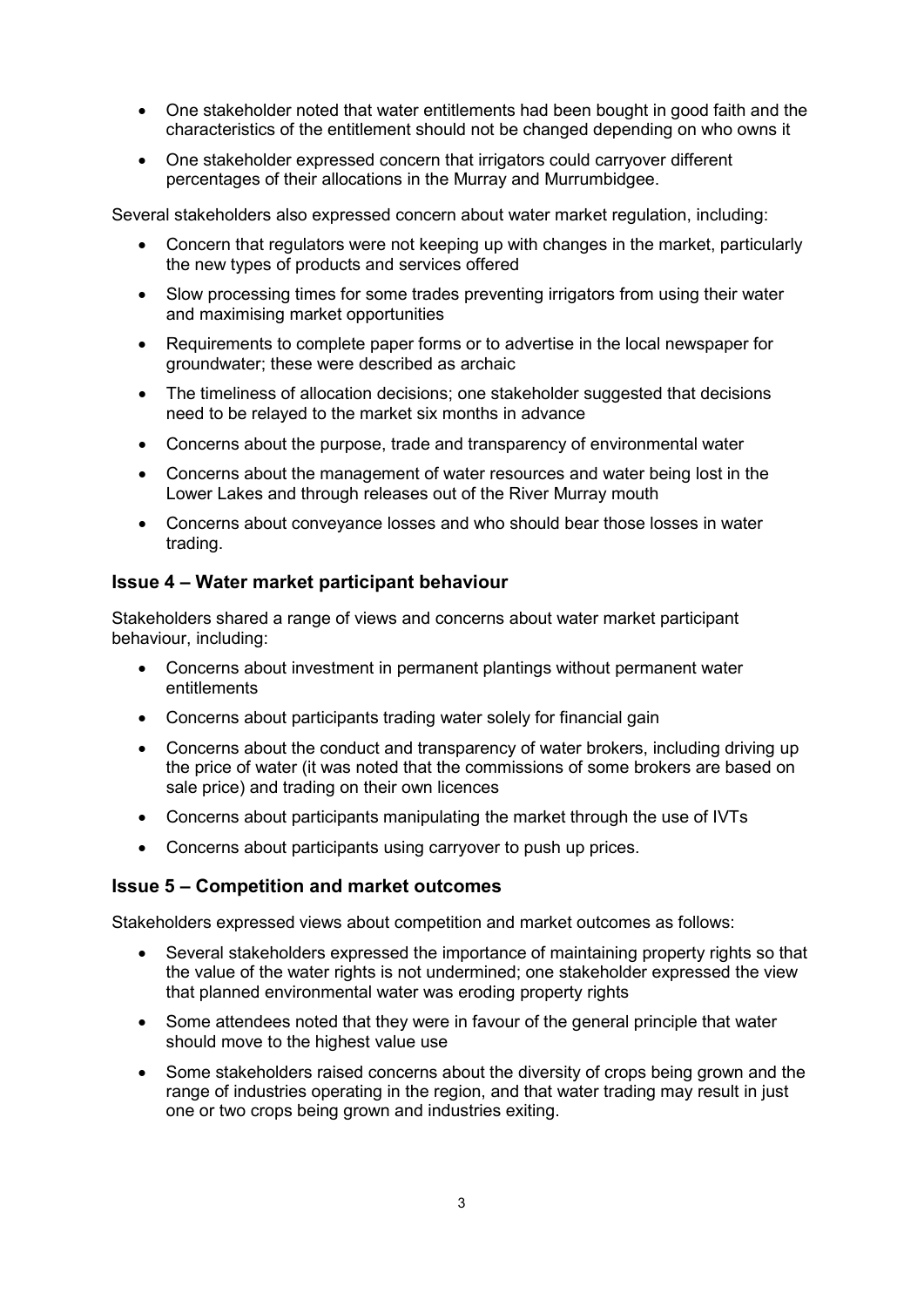- One stakeholder noted that water entitlements had been bought in good faith and the characteristics of the entitlement should not be changed depending on who owns it
- One stakeholder expressed concern that irrigators could carryover different percentages of their allocations in the Murray and Murrumbidgee.

Several stakeholders also expressed concern about water market regulation, including:

- Concern that regulators were not keeping up with changes in the market, particularly the new types of products and services offered
- Slow processing times for some trades preventing irrigators from using their water and maximising market opportunities
- Requirements to complete paper forms or to advertise in the local newspaper for groundwater; these were described as archaic
- The timeliness of allocation decisions; one stakeholder suggested that decisions need to be relayed to the market six months in advance
- Concerns about the purpose, trade and transparency of environmental water
- Concerns about the management of water resources and water being lost in the Lower Lakes and through releases out of the River Murray mouth
- Concerns about conveyance losses and who should bear those losses in water trading.

### Issue 4 – Water market participant behaviour

Stakeholders shared a range of views and concerns about water market participant behaviour, including:

- Concerns about investment in permanent plantings without permanent water entitlements
- Concerns about participants trading water solely for financial gain
- Concerns about the conduct and transparency of water brokers, including driving up the price of water (it was noted that the commissions of some brokers are based on sale price) and trading on their own licences
- Concerns about participants manipulating the market through the use of IVTs
- Concerns about participants using carryover to push up prices.

### Issue 5 – Competition and market outcomes

Stakeholders expressed views about competition and market outcomes as follows:

- Several stakeholders expressed the importance of maintaining property rights so that the value of the water rights is not undermined; one stakeholder expressed the view that planned environmental water was eroding property rights
- Some attendees noted that they were in favour of the general principle that water should move to the highest value use
- Some stakeholders raised concerns about the diversity of crops being grown and the range of industries operating in the region, and that water trading may result in just one or two crops being grown and industries exiting.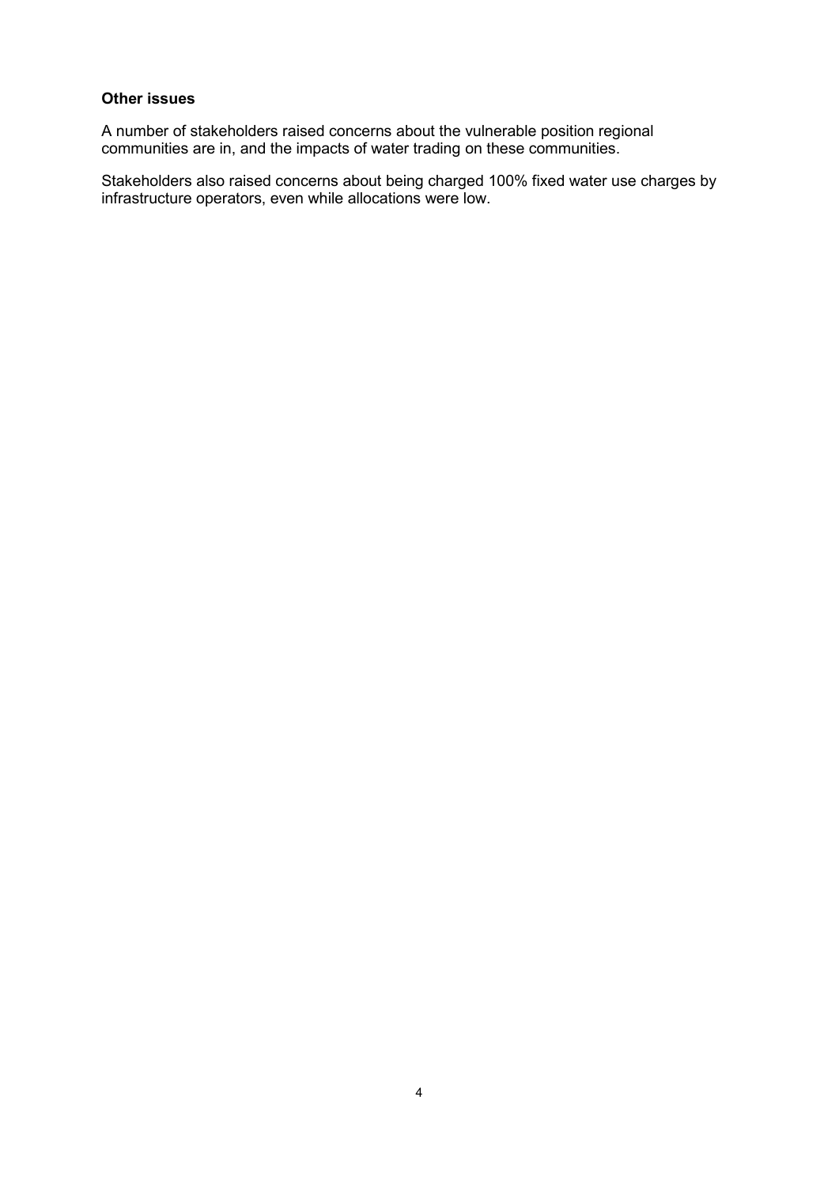**Other issues**

A number of stakeholders raised concerns about the vulnerable position regional communities are in, and the impacts of water trading on these communities.

Stakeholders also raised concerns about being charged 100% fixed water use charges by infrastructure operators, even while allocations were low.